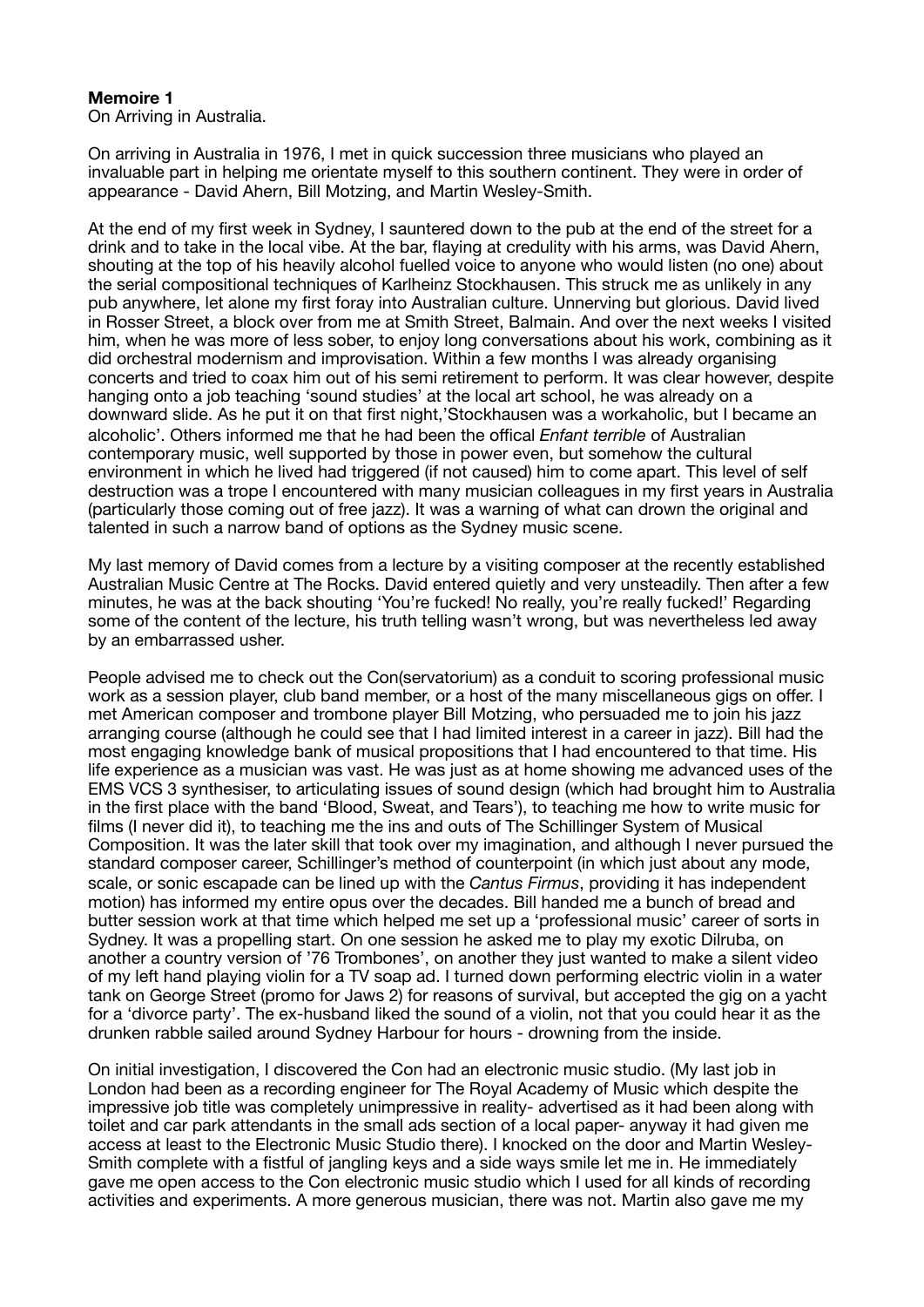**Memoire 1**
On Arriving in Australia.

On arriving in Australia in 1976, I met in quick succession three musicians who played an invaluable part in helping me orientate myself to this southern continent. They were in order of appearance - David Ahern, Bill Motzing, and Martin Wesley-Smith.

At the end of my first week in Sydney, I sauntered down to the pub at the end of the street for a drink and to take in the local vibe. At the bar, flaying at credulity with his arms, was David Ahern, shouting at the top of his heavily alcohol fuelled voice to anyone who would listen (no one) about the serial compositional techniques of Karlheinz Stockhausen. This struck me as unlikely in any pub anywhere, let alone my first foray into Australian culture. Unnerving but glorious. David lived in Rosser Street, a block over from me at Smith Street, Balmain. And over the next weeks I visited him, when he was more of less sober, to enjoy long conversations about his work, combining as it did orchestral modernism and improvisation. Within a few months I was already organising concerts and tried to coax him out of his semi retirement to perform. It was clear however, despite hanging onto a job teaching 'sound studies' at the local art school, he was already on a downward slide. As he put it on that first night,'Stockhausen was a workaholic, but I became an alcoholic'. Others informed me that he had been the offical *Enfant terrible* of Australian contemporary music, well supported by those in power even, but somehow the cultural environment in which he lived had triggered (if not caused) him to come apart. This level of self destruction was a trope I encountered with many musician colleagues in my first years in Australia (particularly those coming out of free jazz). It was a warning of what can drown the original and talented in such a narrow band of options as the Sydney music scene.

My last memory of David comes from a lecture by a visiting composer at the recently established Australian Music Centre at The Rocks. David entered quietly and very unsteadily. Then after a few minutes, he was at the back shouting 'You're fucked! No really, you're really fucked!' Regarding some of the content of the lecture, his truth telling wasn't wrong, but was nevertheless led away by an embarrassed usher.

People advised me to check out the Con(servatorium) as a conduit to scoring professional music work as a session player, club band member, or a host of the many miscellaneous gigs on offer. I met American composer and trombone player Bill Motzing, who persuaded me to join his jazz arranging course (although he could see that I had limited interest in a career in jazz). Bill had the most engaging knowledge bank of musical propositions that I had encountered to that time. His life experience as a musician was vast. He was just as at home showing me advanced uses of the EMS VCS 3 synthesiser, to articulating issues of sound design (which had brought him to Australia in the first place with the band 'Blood, Sweat, and Tears'), to teaching me how to write music for films (I never did it), to teaching me the ins and outs of The Schillinger System of Musical Composition. It was the later skill that took over my imagination, and although I never pursued the standard composer career, Schillinger's method of counterpoint (in which just about any mode, scale, or sonic escapade can be lined up with the *Cantus Firmus*, providing it has independent motion) has informed my entire opus over the decades. Bill handed me a bunch of bread and butter session work at that time which helped me set up a 'professional music' career of sorts in Sydney. It was a propelling start. On one session he asked me to play my exotic Dilruba, on another a country version of '76 Trombones', on another they just wanted to make a silent video of my left hand playing violin for a TV soap ad. I turned down performing electric violin in a water tank on George Street (promo for Jaws 2) for reasons of survival, but accepted the gig on a yacht for a 'divorce party'. The ex-husband liked the sound of a violin, not that you could hear it as the drunken rabble sailed around Sydney Harbour for hours - drowning from the inside.

On initial investigation, I discovered the Con had an electronic music studio. (My last job in London had been as a recording engineer for The Royal Academy of Music which despite the impressive job title was completely unimpressive in reality- advertised as it had been along with toilet and car park attendants in the small ads section of a local paper- anyway it had given me access at least to the Electronic Music Studio there). I knocked on the door and Martin Wesley-Smith complete with a fistful of jangling keys and a side ways smile let me in. He immediately gave me open access to the Con electronic music studio which I used for all kinds of recording activities and experiments. A more generous musician, there was not. Martin also gave me my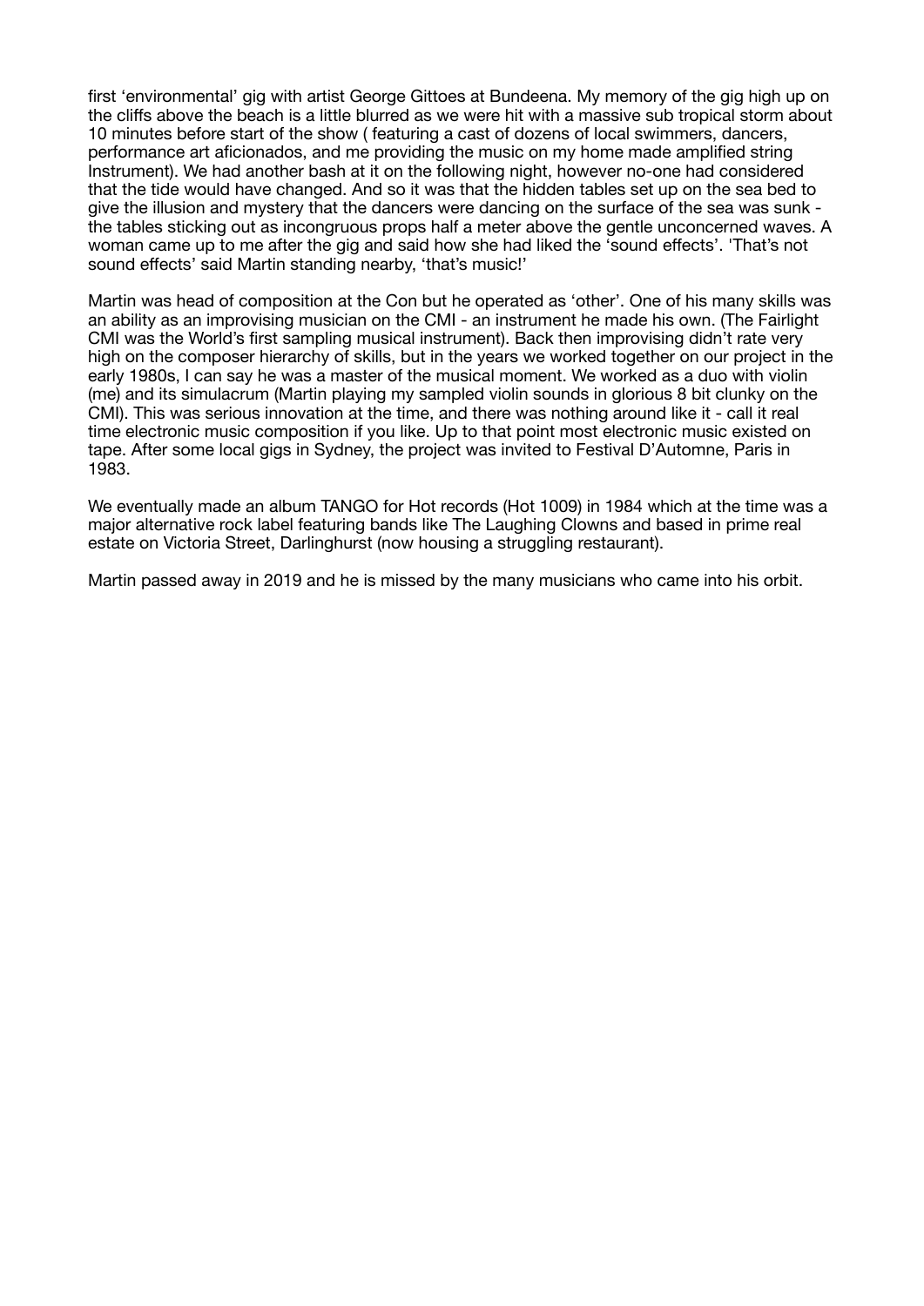first 'environmental' gig with artist George Gittoes at Bundeena. My memory of the gig high up on the cliffs above the beach is a little blurred as we were hit with a massive sub tropical storm about 10 minutes before start of the show ( featuring a cast of dozens of local swimmers, dancers, performance art aficionados, and me providing the music on my home made amplified string Instrument). We had another bash at it on the following night, however no-one had considered that the tide would have changed. And so it was that the hidden tables set up on the sea bed to give the illusion and mystery that the dancers were dancing on the surface of the sea was sunk - the tables sticking out as incongruous props half a meter above the gentle unconcerned waves. A woman came up to me after the gig and said how she had liked the 'sound effects'. 'That's not sound effects' said Martin standing nearby, 'that's music!'

Martin was head of composition at the Con but he operated as 'other'. One of his many skills was an ability as an improvising musician on the CMI - an instrument he made his own. (The Fairlight CMI was the World's first sampling musical instrument). Back then improvising didn't rate very high on the composer hierarchy of skills, but in the years we worked together on our project in the early 1980s, I can say he was a master of the musical moment. We worked as a duo with violin (me) and its simulacrum (Martin playing my sampled violin sounds in glorious 8 bit clunky on the CMI). This was serious innovation at the time, and there was nothing around like it - call it real time electronic music composition if you like. Up to that point most electronic music existed on tape. After some local gigs in Sydney, the project was invited to Festival D'Automne, Paris in 1983.

We eventually made an album TANGO for Hot records (Hot 1009) in 1984 which at the time was a major alternative rock label featuring bands like The Laughing Clowns and based in prime real estate on Victoria Street, Darlinghurst (now housing a struggling restaurant).

Martin passed away in 2019 and he is missed by the many musicians who came into his orbit.